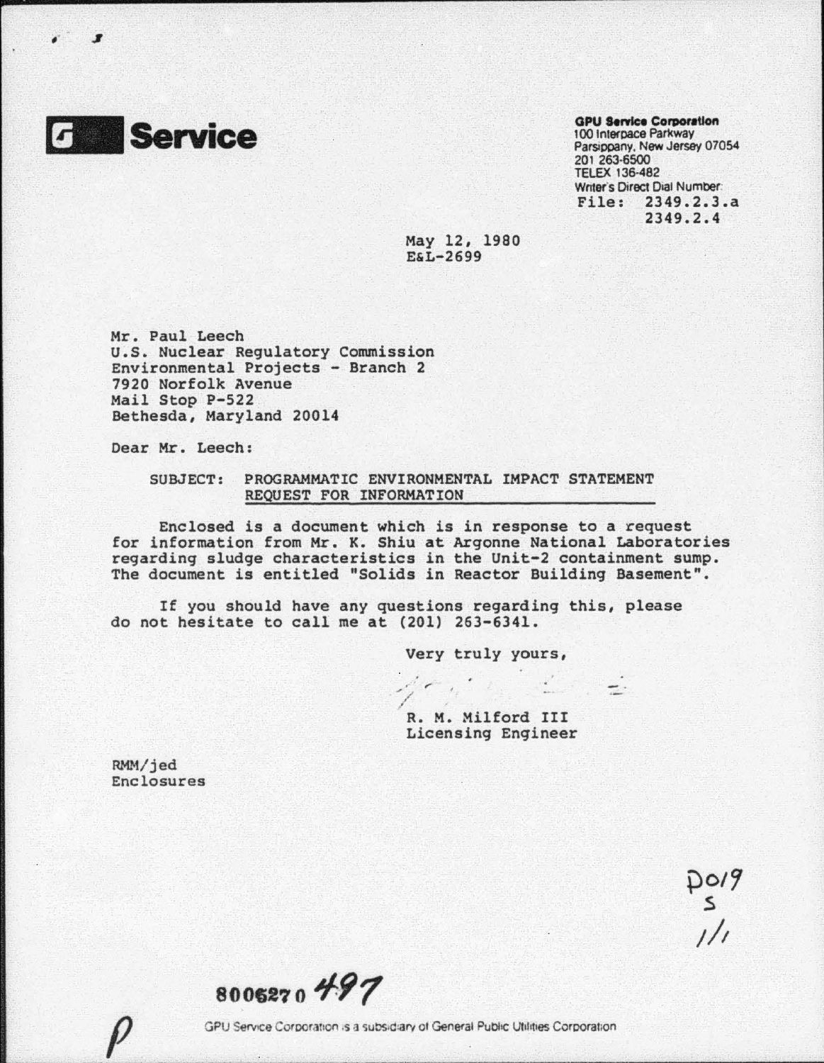**GPU Service**

**GPU Service Corporation**
100 Interpace Parkway
Parsippany, New Jersey 07054
201 263-6500
TELEX 136-482
Writer's Direct Dial Number:
File: 2349.2.3.a
2349.2.4

May 12, 1980
E&L-2699

Mr. Paul Leech
U.S. Nuclear Regulatory Commission
Environmental Projects - Branch 2
7920 Norfolk Avenue
Mail Stop P-522
Bethesda, Maryland 20014

Dear Mr. Leech:

SUBJECT: PROGRAMMATIC ENVIRONMENTAL IMPACT STATEMENT REQUEST FOR INFORMATION

Enclosed is a document which is in response to a request for information from Mr. K. Shiu at Argonne National Laboratories regarding sludge characteristics in the Unit-2 containment sump. The document is entitled "Solids in Reactor Building Basement".

If you should have any questions regarding this, please do not hesitate to call me at (201) 263-6341.

Very truly yours,

R. M. Milford III
Licensing Engineer

RMM/jed
Enclosures

D019
S
1/1

8006270 497

GPU Service Corporation is a subsidiary of General Public Utilities Corporation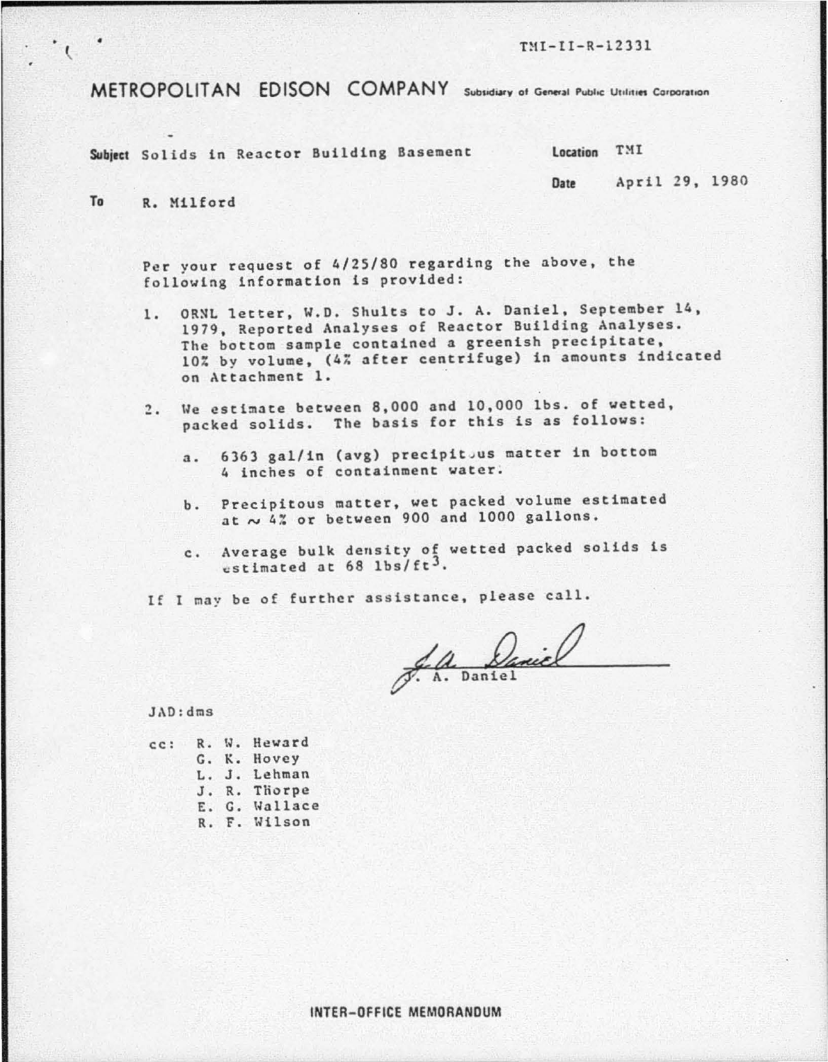TMI-II-R-12331

# METROPOLITAN EDISON COMPANY Subsidiary of General Public Utilities Corporation

**Subject** Solids in Reactor Building Basement **Location** TMI

**Date** April 29, 1980

**To** R. Milford

Per your request of 4/25/80 regarding the above, the following information is provided:

1. ORNL letter, W.D. Shults to J. A. Daniel, September 14, 1979, Reported Analyses of Reactor Building Analyses. The bottom sample contained a greenish precipitate, 10% by volume, (4% after centrifuge) in amounts indicated on Attachment 1.

2. We estimate between 8,000 and 10,000 lbs. of wetted, packed solids. The basis for this is as follows:

   a. 6363 gal/in (avg) precipitous matter in bottom 4 inches of containment water.

   b. Precipitous matter, wet packed volume estimated at ~ 4% or between 900 and 1000 gallons.

   c. Average bulk density of wetted packed solids is estimated at 68 $lbs/ft^3$.

If I may be of further assistance, please call.

J. A. Daniel

JAD:dms

cc: R. W. Heward
G. K. Hovey
L. J. Lehman
J. R. Thorpe
E. G. Wallace
R. F. Wilson

INTER-OFFICE MEMORANDUM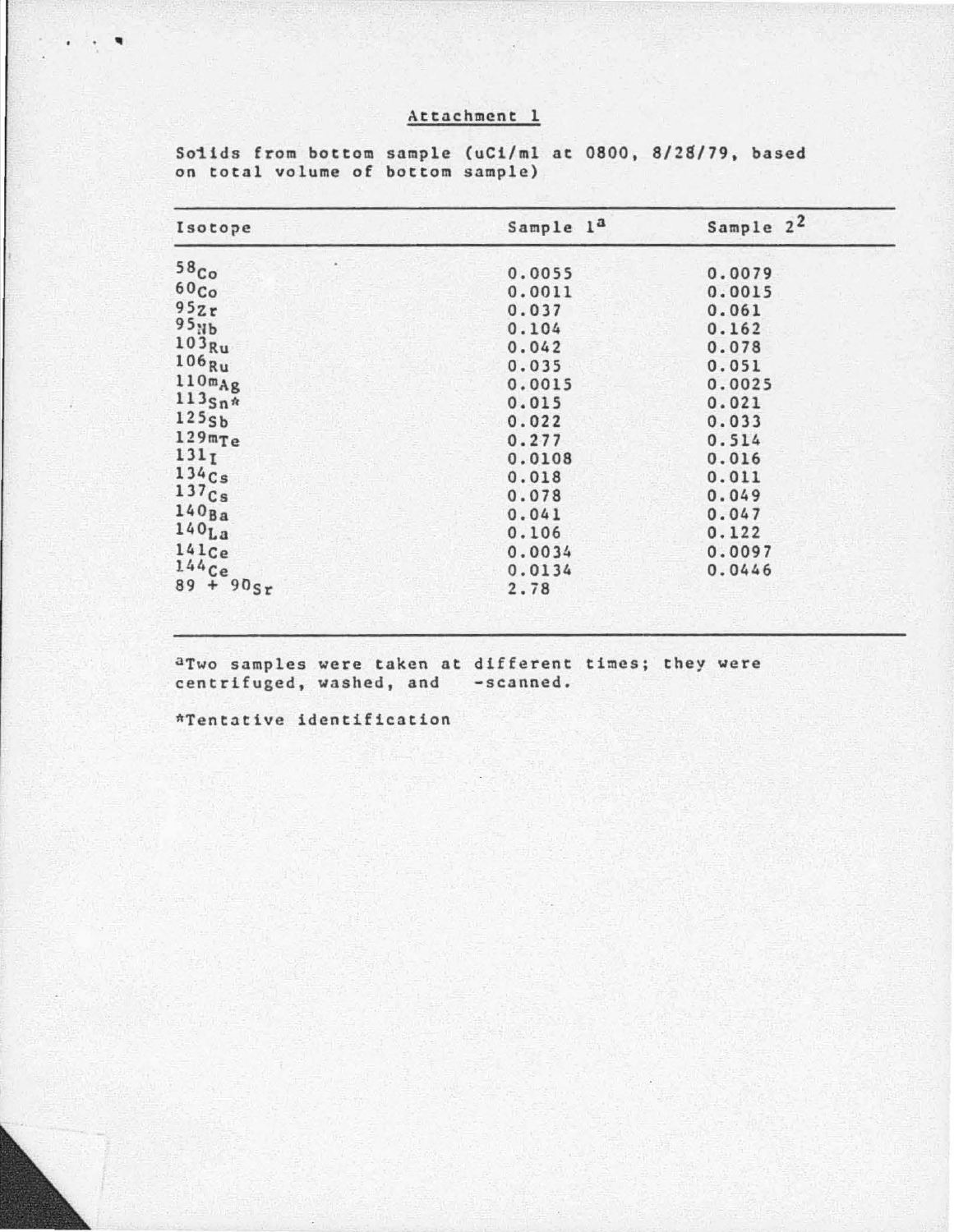Attachment 1

Solids from bottom sample (uCi/ml at 0800, 8/28/79, based on total volume of bottom sample)

| Isotope | Sample 1[a] | Sample 2[2] |
|---|---|---|
| $^{58}Co$ | 0.0055 | 0.0079 |
| $^{60}Co$ | 0.0011 | 0.0015 |
| $^{95}Zr$ | 0.037 | 0.061 |
| $^{95}Nb$ | 0.104 | 0.162 |
| $^{103}Ru$ | 0.042 | 0.078 |
| $^{106}Ru$ | 0.035 | 0.051 |
| $^{110m}Ag$ | 0.0015 | 0.0025 |
| $^{113}Sn$* | 0.015 | 0.021 |
| $^{125}Sb$ | 0.022 | 0.033 |
| $^{129m}Te$ | 0.277 | 0.514 |
| $^{131}I$ | 0.0108 | 0.016 |
| $^{134}Cs$ | 0.018 | 0.011 |
| $^{137}Cs$ | 0.078 | 0.049 |
| $^{140}Ba$ | 0.041 | 0.047 |
| $^{140}La$ | 0.106 | 0.122 |
| $^{141}Ce$ | 0.0034 | 0.0097 |
| $^{144}Ce$ | 0.0134 | 0.0446 |
| $^{89 + 90}Sr$ | 2.78 | |

[a]Two samples were taken at different times; they were centrifuged, washed, and -scanned.

*Tentative identification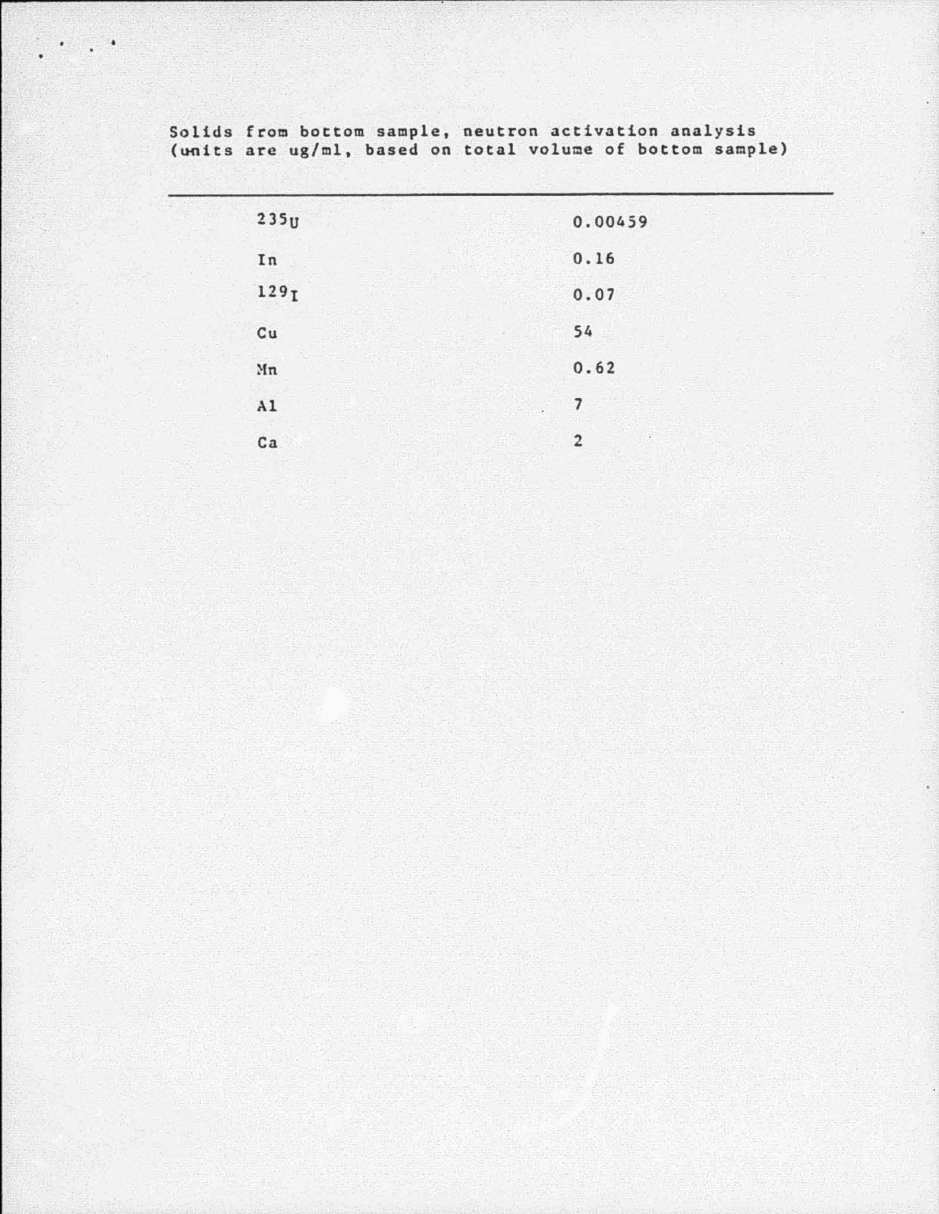Solids from bottom sample, neutron activation analysis
(units are ug/ml, based on total volume of bottom sample)

| | |
|---|---|
| $^{235}U$ | 0.00459 |
| In | 0.16 |
| $^{129}I$ | 0.07 |
| Cu | 54 |
| Mn | 0.62 |
| Al | 7 |
| Ca | 2 |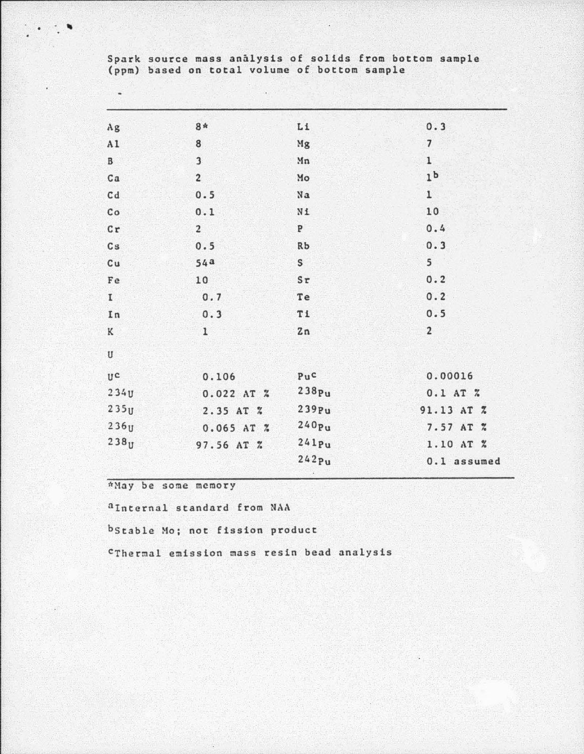Spark source mass analysis of solids from bottom sample (ppm) based on total volume of bottom sample

| | | | |
|---|---|---|---|
| Ag | 8* | Li | 0.3 |
| Al | 8 | Mg | 7 |
| B | 3 | Mn | 1 |
| Ca | 2 | Mo | 1[b] |
| Cd | 0.5 | Na | 1 |
| Co | 0.1 | Ni | 10 |
| Cr | 2 | P | 0.4 |
| Cs | 0.5 | Rb | 0.3 |
| Cu | 54[a] | S | 5 |
| Fe | 10 | Sr | 0.2 |
| I | 0.7 | Te | 0.2 |
| In | 0.3 | Ti | 0.5 |
| K | 1 | Zn | 2 |
| U | | | |
| U[c] | 0.106 | Pu[c] | 0.00016 |
| $^{234}U$ | 0.022 AT % | $^{238}Pu$ | 0.1 AT % |
| $^{235}U$ | 2.35 AT % | $^{239}Pu$ | 91.13 AT % |
| $^{236}U$ | 0.065 AT % | $^{240}Pu$ | 7.57 AT % |
| $^{238}U$ | 97.56 AT % | $^{241}Pu$ | 1.10 AT % |
| | | $^{242}Pu$ | 0.1 assumed |

*May be some memory

[a]Internal standard from NAA

[b]Stable Mo; not fission product

[c]Thermal emission mass resin bead analysis